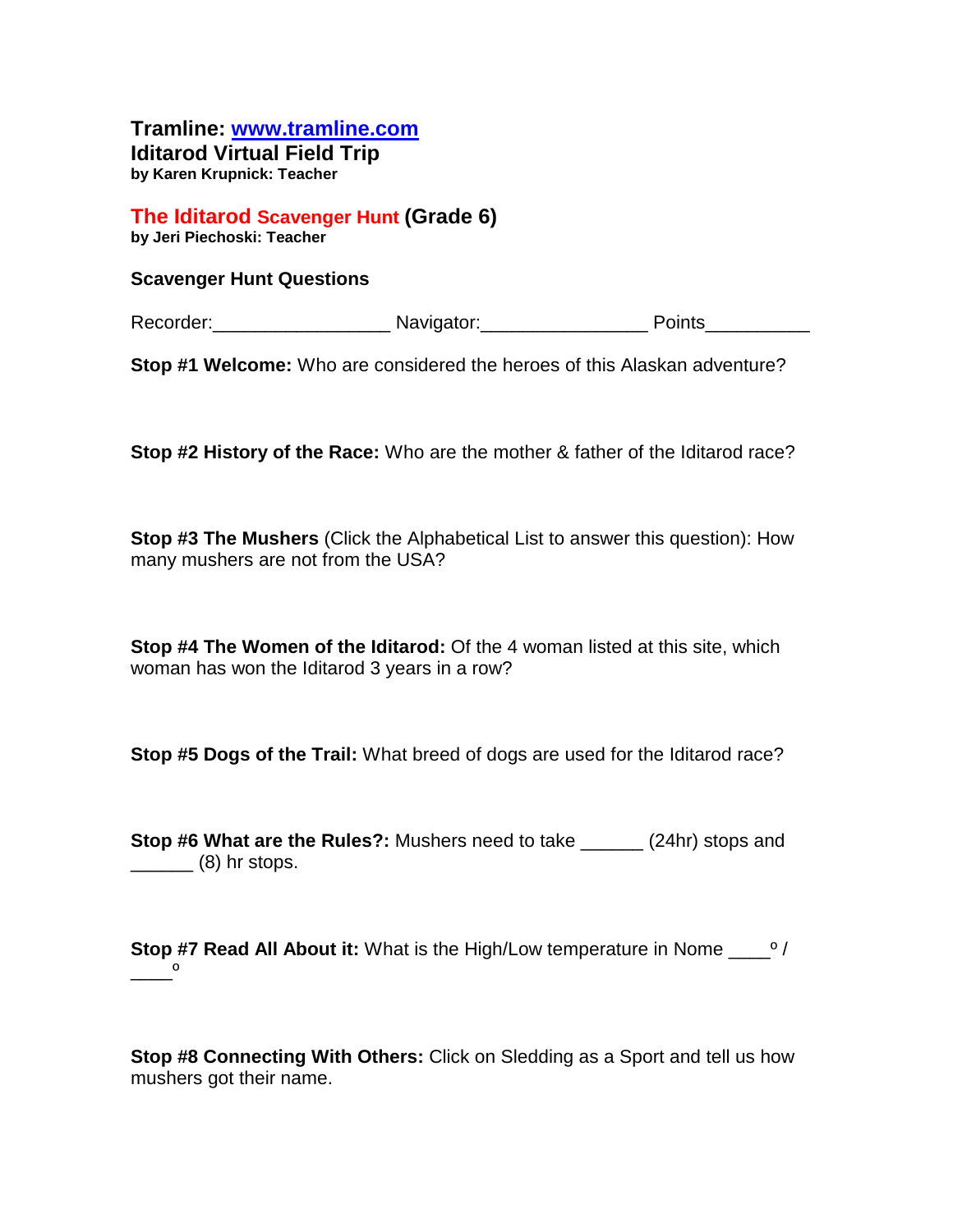**Tramline: [www.tramline.com](http://www.tramline.com)**
**Iditarod Virtual Field Trip**
**by Karen Krupnick: Teacher**

## The Iditarod Scavenger Hunt (Grade 6)

**by Jeri Piechoski: Teacher**

### Scavenger Hunt Questions

Recorder:________________ Navigator:_______________ Points__________

**Stop #1 Welcome:** Who are considered the heroes of this Alaskan adventure?

**Stop #2 History of the Race:** Who are the mother & father of the Iditarod race?

**Stop #3 The Mushers** (Click the Alphabetical List to answer this question): How many mushers are not from the USA?

**Stop #4 The Women of the Iditarod:** Of the 4 woman listed at this site, which woman has won the Iditarod 3 years in a row?

**Stop #5 Dogs of the Trail:** What breed of dogs are used for the Iditarod race?

**Stop #6 What are the Rules?:** Mushers need to take ______ (24hr) stops and ______ (8) hr stops.

**Stop #7 Read All About it:** What is the High/Low temperature in Nome ____º / ____º

**Stop #8 Connecting With Others:** Click on Sledding as a Sport and tell us how mushers got their name.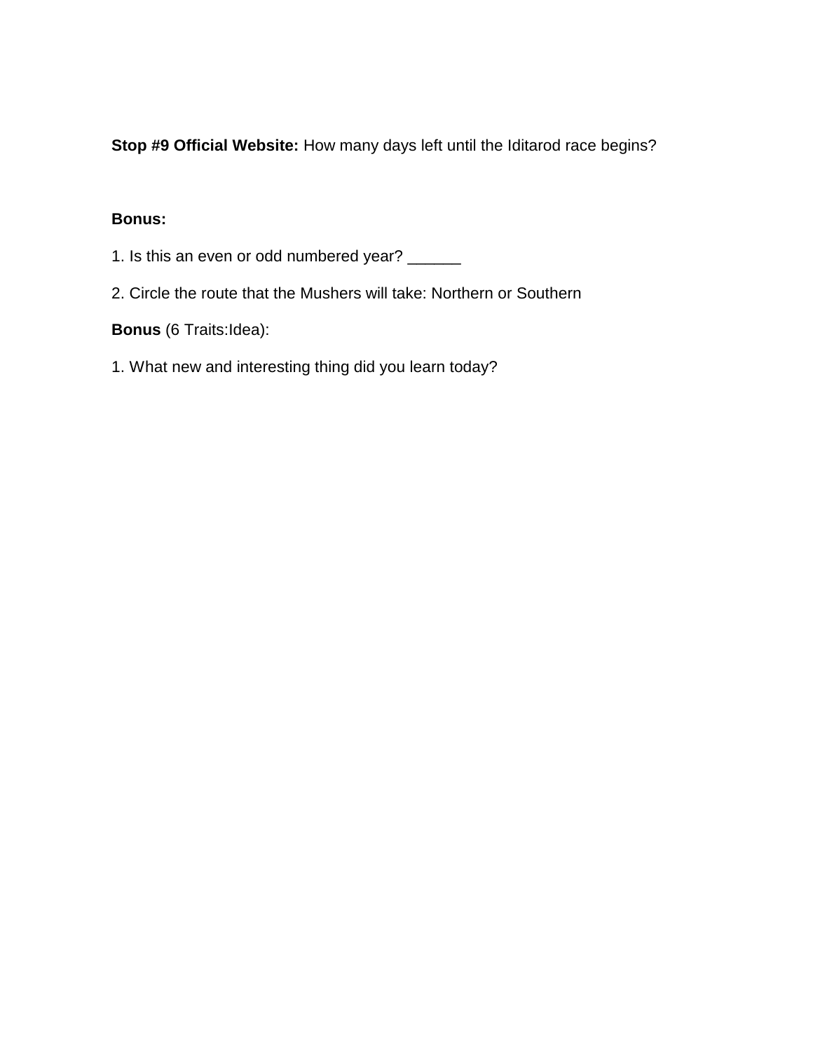**Stop #9 Official Website:** How many days left until the Iditarod race begins?

**Bonus:**

1. Is this an even or odd numbered year? ______

2. Circle the route that the Mushers will take: Northern or Southern

**Bonus** (6 Traits:Idea):

1. What new and interesting thing did you learn today?